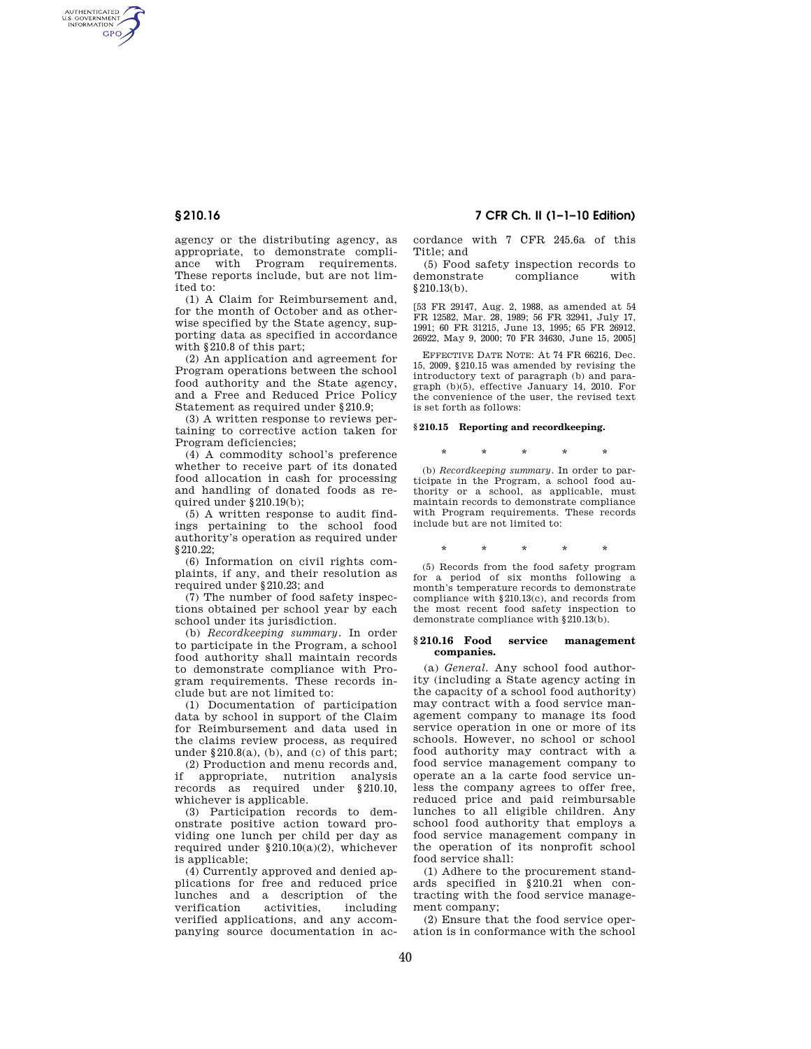agency or the distributing agency, as appropriate, to demonstrate compliance with Program requirements. These reports include, but are not limited to:

(1) A Claim for Reimbursement and, for the month of October and as otherwise specified by the State agency, supporting data as specified in accordance with §210.8 of this part;

(2) An application and agreement for Program operations between the school food authority and the State agency, and a Free and Reduced Price Policy Statement as required under §210.9;

(3) A written response to reviews pertaining to corrective action taken for Program deficiencies;

(4) A commodity school's preference whether to receive part of its donated food allocation in cash for processing and handling of donated foods as required under §210.19(b);

(5) A written response to audit findings pertaining to the school food authority's operation as required under §210.22;

(6) Information on civil rights complaints, if any, and their resolution as required under §210.23; and

(7) The number of food safety inspections obtained per school year by each school under its jurisdiction.

(b) *Recordkeeping summary.* In order to participate in the Program, a school food authority shall maintain records to demonstrate compliance with Program requirements. These records include but are not limited to:

(1) Documentation of participation data by school in support of the Claim for Reimbursement and data used in the claims review process, as required under §210.8(a), (b), and (c) of this part;

(2) Production and menu records and, if appropriate, nutrition analysis records as required under §210.10, whichever is applicable.

(3) Participation records to demonstrate positive action toward providing one lunch per child per day as required under §210.10(a)(2), whichever is applicable;

(4) Currently approved and denied applications for free and reduced price lunches and a description of the verification activities, including verified applications, and any accompanying source documentation in accordance with 7 CFR 245.6a of this Title; and

(5) Food safety inspection records to demonstrate compliance with §210.13(b).

[53 FR 29147, Aug. 2, 1988, as amended at 54 FR 12582, Mar. 28, 1989; 56 FR 32941, July 17, 1991; 60 FR 31215, June 13, 1995; 65 FR 26912, 26922, May 9, 2000; 70 FR 34630, June 15, 2005]

EFFECTIVE DATE NOTE: At 74 FR 66216, Dec. 15, 2009, §210.15 was amended by revising the introductory text of paragraph (b) and paragraph (b)(5), effective January 14, 2010. For the convenience of the user, the revised text is set forth as follows:

**§210.15 Reporting and recordkeeping.**

\* \* \* \* \*

(b) *Recordkeeping summary.* In order to participate in the Program, a school food authority or a school, as applicable, must maintain records to demonstrate compliance with Program requirements. These records include but are not limited to:

\* \* \* \* \*

(5) Records from the food safety program for a period of six months following a month's temperature records to demonstrate compliance with §210.13(c), and records from the most recent food safety inspection to demonstrate compliance with §210.13(b).

## §210.16 Food service management companies.

(a) *General.* Any school food authority (including a State agency acting in the capacity of a school food authority) may contract with a food service management company to manage its food service operation in one or more of its schools. However, no school or school food authority may contract with a food service management company to operate an a la carte food service unless the company agrees to offer free, reduced price and paid reimbursable lunches to all eligible children. Any school food authority that employs a food service management company in the operation of its nonprofit school food service shall:

(1) Adhere to the procurement standards specified in §210.21 when contracting with the food service management company;

(2) Ensure that the food service operation is in conformance with the school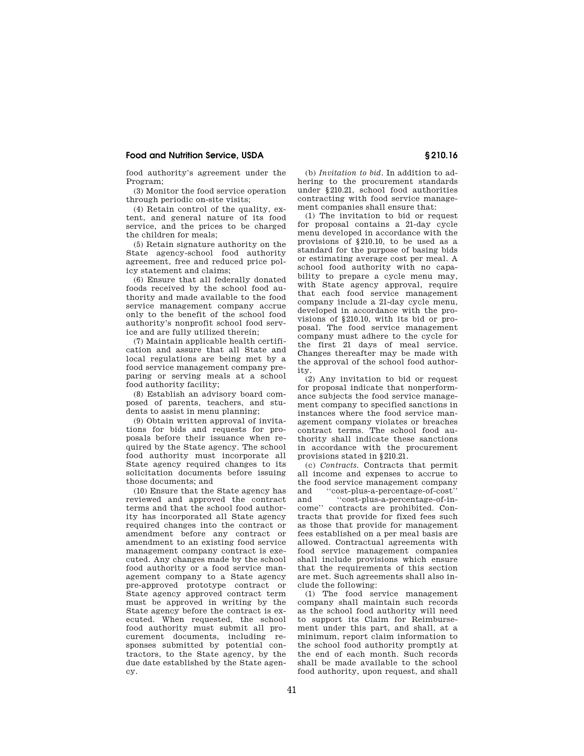food authority's agreement under the Program;

(3) Monitor the food service operation through periodic on-site visits;

(4) Retain control of the quality, extent, and general nature of its food service, and the prices to be charged the children for meals;

(5) Retain signature authority on the State agency-school food authority agreement, free and reduced price policy statement and claims;

(6) Ensure that all federally donated foods received by the school food authority and made available to the food service management company accrue only to the benefit of the school food authority's nonprofit school food service and are fully utilized therein;

(7) Maintain applicable health certification and assure that all State and local regulations are being met by a food service management company preparing or serving meals at a school food authority facility;

(8) Establish an advisory board composed of parents, teachers, and students to assist in menu planning;

(9) Obtain written approval of invitations for bids and requests for proposals before their issuance when required by the State agency. The school food authority must incorporate all State agency required changes to its solicitation documents before issuing those documents; and

(10) Ensure that the State agency has reviewed and approved the contract terms and that the school food authority has incorporated all State agency required changes into the contract or amendment before any contract or amendment to an existing food service management company contract is executed. Any changes made by the school food authority or a food service management company to a State agency pre-approved prototype contract or State agency approved contract term must be approved in writing by the State agency before the contract is executed. When requested, the school food authority must submit all procurement documents, including responses submitted by potential contractors, to the State agency, by the due date established by the State agency.

(b) *Invitation to bid.* In addition to adhering to the procurement standards under §210.21, school food authorities contracting with food service management companies shall ensure that:

(1) The invitation to bid or request for proposal contains a 21-day cycle menu developed in accordance with the provisions of §210.10, to be used as a standard for the purpose of basing bids or estimating average cost per meal. A school food authority with no capability to prepare a cycle menu may, with State agency approval, require that each food service management company include a 21-day cycle menu, developed in accordance with the provisions of §210.10, with its bid or proposal. The food service management company must adhere to the cycle for the first 21 days of meal service. Changes thereafter may be made with the approval of the school food authority.

(2) Any invitation to bid or request for proposal indicate that nonperformance subjects the food service management company to specified sanctions in instances where the food service management company violates or breaches contract terms. The school food authority shall indicate these sanctions in accordance with the procurement provisions stated in §210.21.

(c) *Contracts.* Contracts that permit all income and expenses to accrue to the food service management company and "cost-plus-a-percentage-of-cost" and "cost-plus-a-percentage-of-income" contracts are prohibited. Contracts that provide for fixed fees such as those that provide for management fees established on a per meal basis are allowed. Contractual agreements with food service management companies shall include provisions which ensure that the requirements of this section are met. Such agreements shall also include the following:

(1) The food service management company shall maintain such records as the school food authority will need to support its Claim for Reimbursement under this part, and shall, at a minimum, report claim information to the school food authority promptly at the end of each month. Such records shall be made available to the school food authority, upon request, and shall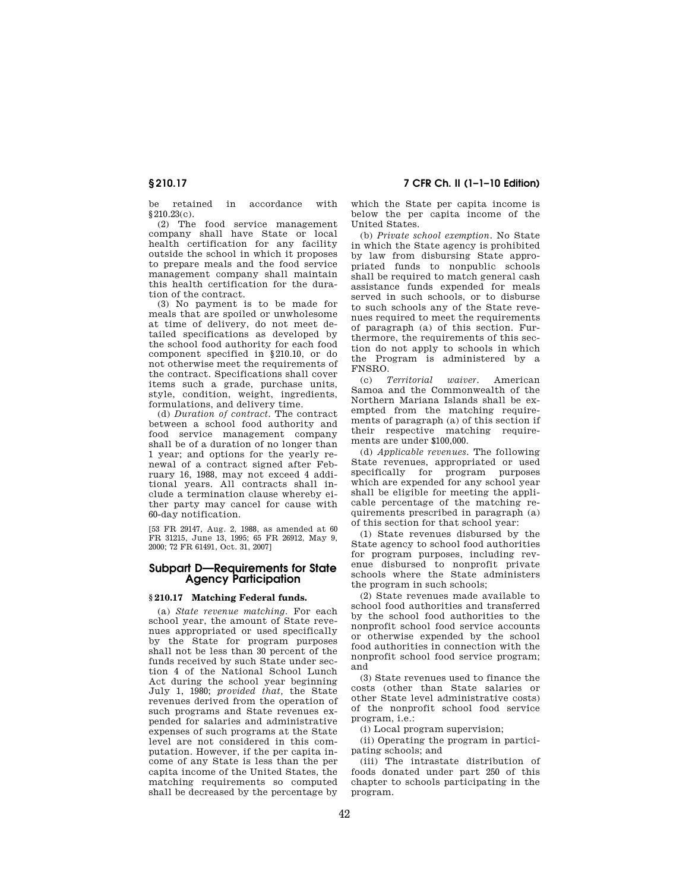be retained in accordance with §210.23(c).

(2) The food service management company shall have State or local health certification for any facility outside the school in which it proposes to prepare meals and the food service management company shall maintain this health certification for the duration of the contract.

(3) No payment is to be made for meals that are spoiled or unwholesome at time of delivery, do not meet detailed specifications as developed by the school food authority for each food component specified in §210.10, or do not otherwise meet the requirements of the contract. Specifications shall cover items such a grade, purchase units, style, condition, weight, ingredients, formulations, and delivery time.

(d) *Duration of contract.* The contract between a school food authority and food service management company shall be of a duration of no longer than 1 year; and options for the yearly renewal of a contract signed after February 16, 1988, may not exceed 4 additional years. All contracts shall include a termination clause whereby either party may cancel for cause with 60-day notification.

[53 FR 29147, Aug. 2, 1988, as amended at 60 FR 31215, June 13, 1995; 65 FR 26912, May 9, 2000; 72 FR 61491, Oct. 31, 2007]

## Subpart D—Requirements for State Agency Participation

### §210.17 Matching Federal funds.

(a) *State revenue matching.* For each school year, the amount of State revenues appropriated or used specifically by the State for program purposes shall not be less than 30 percent of the funds received by such State under section 4 of the National School Lunch Act during the school year beginning July 1, 1980; *provided that,* the State revenues derived from the operation of such programs and State revenues expended for salaries and administrative expenses of such programs at the State level are not considered in this computation. However, if the per capita income of any State is less than the per capita income of the United States, the matching requirements so computed shall be decreased by the percentage by which the State per capita income is below the per capita income of the United States.

(b) *Private school exemption.* No State in which the State agency is prohibited by law from disbursing State appropriated funds to nonpublic schools shall be required to match general cash assistance funds expended for meals served in such schools, or to disburse to such schools any of the State revenues required to meet the requirements of paragraph (a) of this section. Furthermore, the requirements of this section do not apply to schools in which the Program is administered by a FNSRO.

(c) *Territorial waiver.* American Samoa and the Commonwealth of the Northern Mariana Islands shall be exempted from the matching requirements of paragraph (a) of this section if their respective matching requirements are under $100,000.

(d) *Applicable revenues.* The following State revenues, appropriated or used specifically for program purposes which are expended for any school year shall be eligible for meeting the applicable percentage of the matching requirements prescribed in paragraph (a) of this section for that school year:

(1) State revenues disbursed by the State agency to school food authorities for program purposes, including revenue disbursed to nonprofit private schools where the State administers the program in such schools;

(2) State revenues made available to school food authorities and transferred by the school food authorities to the nonprofit school food service accounts or otherwise expended by the school food authorities in connection with the nonprofit school food service program; and

(3) State revenues used to finance the costs (other than State salaries or other State level administrative costs) of the nonprofit school food service program, i.e.:

(i) Local program supervision;

(ii) Operating the program in participating schools; and

(iii) The intrastate distribution of foods donated under part 250 of this chapter to schools participating in the program.